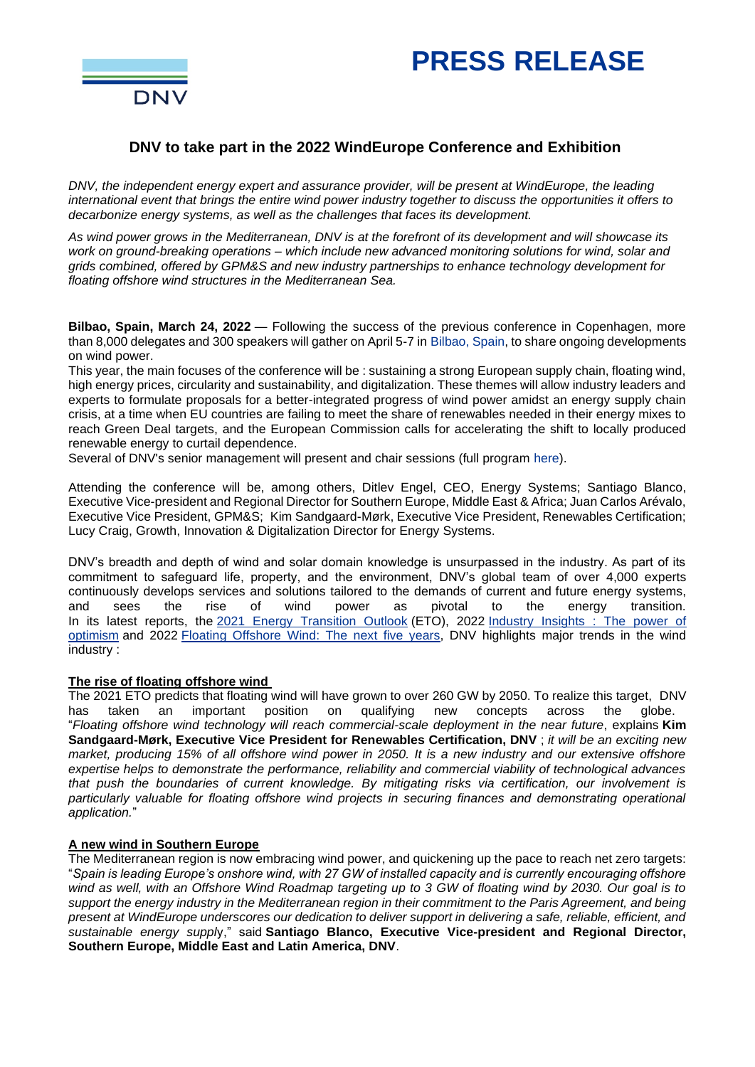# PRESS RELEASE

## DNV to take part in the 2022 WindEurope Conference and Exhibition

*DNV, the independent energy expert and assurance provider, will be present at WindEurope, the leading international event that brings the entire wind power industry together to discuss the opportunities it offers to decarbonize energy systems, as well as the challenges that faces its development.*

*As wind power grows in the Mediterranean, DNV is at the forefront of its development and will showcase its work on ground-breaking operations – which include new advanced monitoring solutions for wind, solar and grids combined, offered by GPM&S and new industry partnerships to enhance technology development for floating offshore wind structures in the Mediterranean Sea.*

**Bilbao, Spain, March 24, 2022** — Following the success of the previous conference in Copenhagen, more than 8,000 delegates and 300 speakers will gather on April 5-7 in Bilbao, Spain, to share ongoing developments on wind power.
This year, the main focuses of the conference will be : sustaining a strong European supply chain, floating wind, high energy prices, circularity and sustainability, and digitalization. These themes will allow industry leaders and experts to formulate proposals for a better-integrated progress of wind power amidst an energy supply chain crisis, at a time when EU countries are failing to meet the share of renewables needed in their energy mixes to reach Green Deal targets, and the European Commission calls for accelerating the shift to locally produced renewable energy to curtail dependence.
Several of DNV's senior management will present and chair sessions (full program here).

Attending the conference will be, among others, Ditlev Engel, CEO, Energy Systems; Santiago Blanco, Executive Vice-president and Regional Director for Southern Europe, Middle East & Africa; Juan Carlos Arévalo, Executive Vice President, GPM&S; Kim Sandgaard-Mørk, Executive Vice President, Renewables Certification; Lucy Craig, Growth, Innovation & Digitalization Director for Energy Systems.

DNV's breadth and depth of wind and solar domain knowledge is unsurpassed in the industry. As part of its commitment to safeguard life, property, and the environment, DNV's global team of over 4,000 experts continuously develops services and solutions tailored to the demands of current and future energy systems, and sees the rise of wind power as pivotal to the energy transition.
In its latest reports, the 2021 Energy Transition Outlook (ETO), 2022 Industry Insights : The power of optimism and 2022 Floating Offshore Wind: The next five years, DNV highlights major trends in the wind industry :

### The rise of floating offshore wind

The 2021 ETO predicts that floating wind will have grown to over 260 GW by 2050. To realize this target, DNV has taken an important position on qualifying new concepts across the globe.
"*Floating offshore wind technology will reach commercial-scale deployment in the near future*, explains **Kim Sandgaard-Mørk, Executive Vice President for Renewables Certification, DNV** ; *it will be an exciting new market, producing 15% of all offshore wind power in 2050. It is a new industry and our extensive offshore expertise helps to demonstrate the performance, reliability and commercial viability of technological advances that push the boundaries of current knowledge. By mitigating risks via certification, our involvement is particularly valuable for floating offshore wind projects in securing finances and demonstrating operational application.*"

### A new wind in Southern Europe

The Mediterranean region is now embracing wind power, and quickening up the pace to reach net zero targets: "*Spain is leading Europe's onshore wind, with 27 GW of installed capacity and is currently encouraging offshore wind as well, with an Offshore Wind Roadmap targeting up to 3 GW of floating wind by 2030. Our goal is to support the energy industry in the Mediterranean region in their commitment to the Paris Agreement, and being present at WindEurope underscores our dedication to deliver support in delivering a safe, reliable, efficient, and sustainable energy supply*," said **Santiago Blanco, Executive Vice-president and Regional Director, Southern Europe, Middle East and Latin America, DNV**.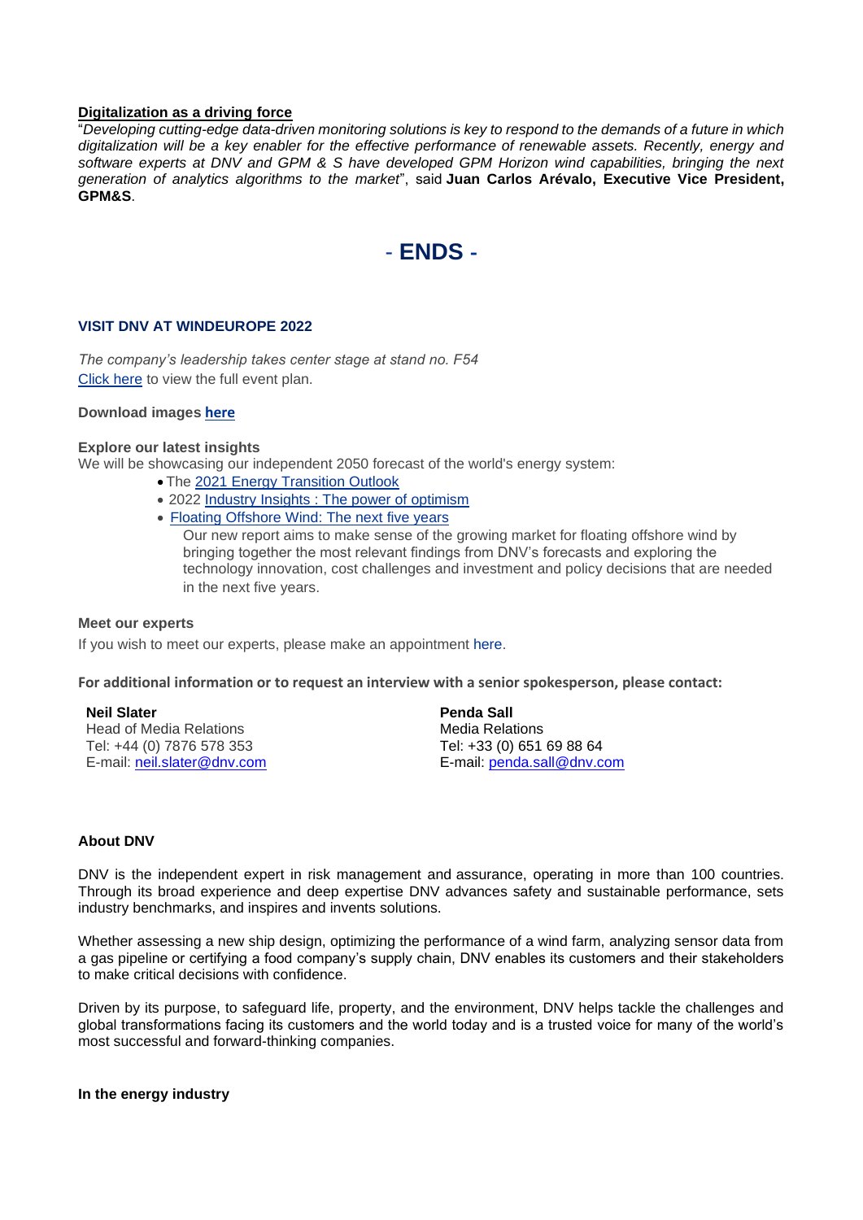**Digitalization as a driving force**

"*Developing cutting-edge data-driven monitoring solutions is key to respond to the demands of a future in which digitalization will be a key enabler for the effective performance of renewable assets. Recently, energy and software experts at DNV and GPM & S have developed GPM Horizon wind capabilities, bringing the next generation of analytics algorithms to the market*", said **Juan Carlos Arévalo, Executive Vice President, GPM&S**.

## - ENDS -

### VISIT DNV AT WINDEUROPE 2022

*The company's leadership takes center stage at stand no. F54*

Click here to view the full event plan.

**Download images here**

**Explore our latest insights**

We will be showcasing our independent 2050 forecast of the world's energy system:

- The 2021 Energy Transition Outlook
- 2022 Industry Insights : The power of optimism
- Floating Offshore Wind: The next five years

  Our new report aims to make sense of the growing market for floating offshore wind by bringing together the most relevant findings from DNV's forecasts and exploring the technology innovation, cost challenges and investment and policy decisions that are needed in the next five years.

**Meet our experts**

If you wish to meet our experts, please make an appointment here.

**For additional information or to request an interview with a senior spokesperson, please contact:**

**Neil Slater**
Head of Media Relations
Tel: +44 (0) 7876 578 353
E-mail: neil.slater@dnv.com

**Penda Sall**
Media Relations
Tel: +33 (0) 651 69 88 64
E-mail: penda.sall@dnv.com

**About DNV**

DNV is the independent expert in risk management and assurance, operating in more than 100 countries. Through its broad experience and deep expertise DNV advances safety and sustainable performance, sets industry benchmarks, and inspires and invents solutions.

Whether assessing a new ship design, optimizing the performance of a wind farm, analyzing sensor data from a gas pipeline or certifying a food company's supply chain, DNV enables its customers and their stakeholders to make critical decisions with confidence.

Driven by its purpose, to safeguard life, property, and the environment, DNV helps tackle the challenges and global transformations facing its customers and the world today and is a trusted voice for many of the world's most successful and forward-thinking companies.

**In the energy industry**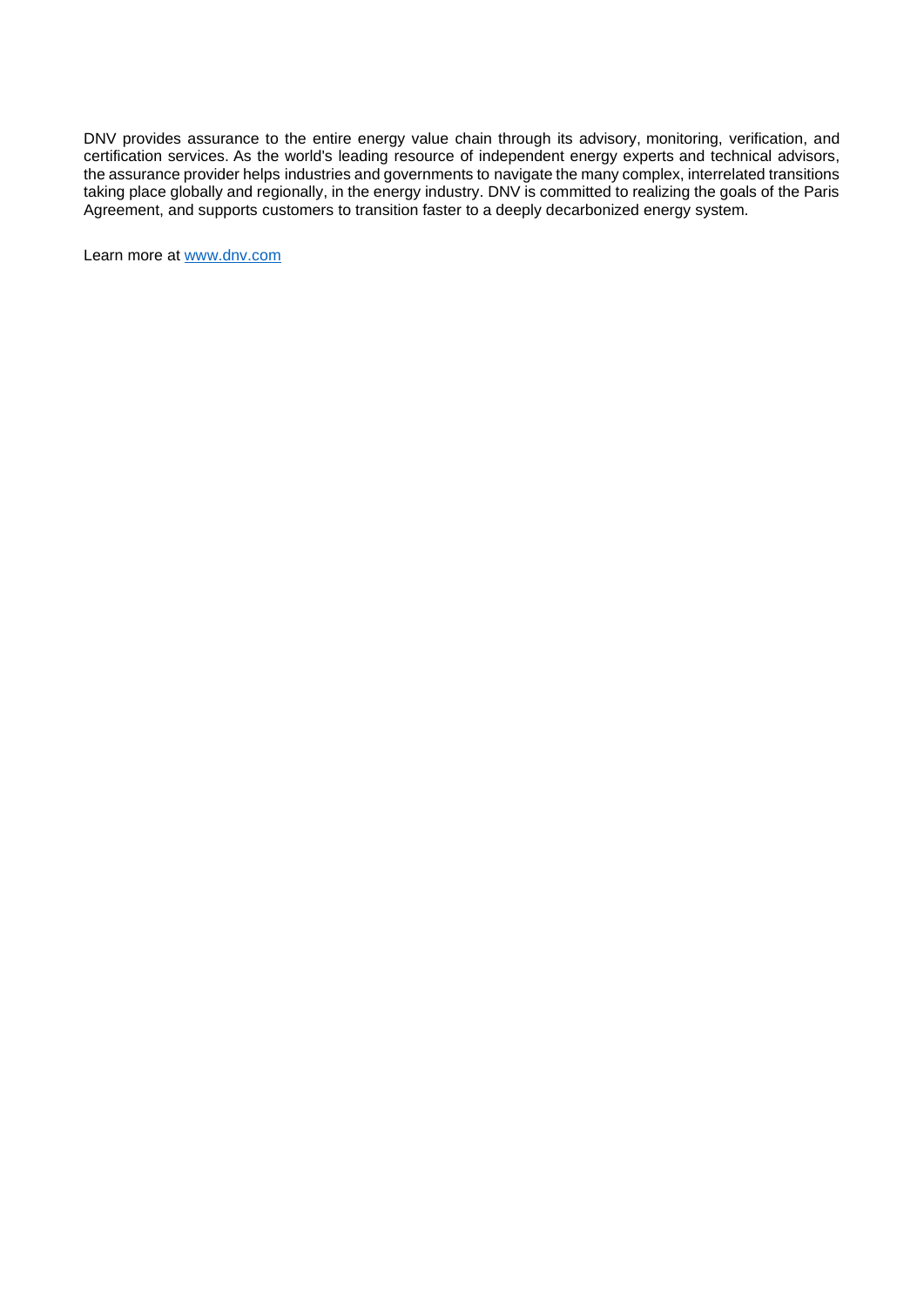DNV provides assurance to the entire energy value chain through its advisory, monitoring, verification, and certification services. As the world's leading resource of independent energy experts and technical advisors, the assurance provider helps industries and governments to navigate the many complex, interrelated transitions taking place globally and regionally, in the energy industry. DNV is committed to realizing the goals of the Paris Agreement, and supports customers to transition faster to a deeply decarbonized energy system.

Learn more at [www.dnv.com](http://www.dnv.com)